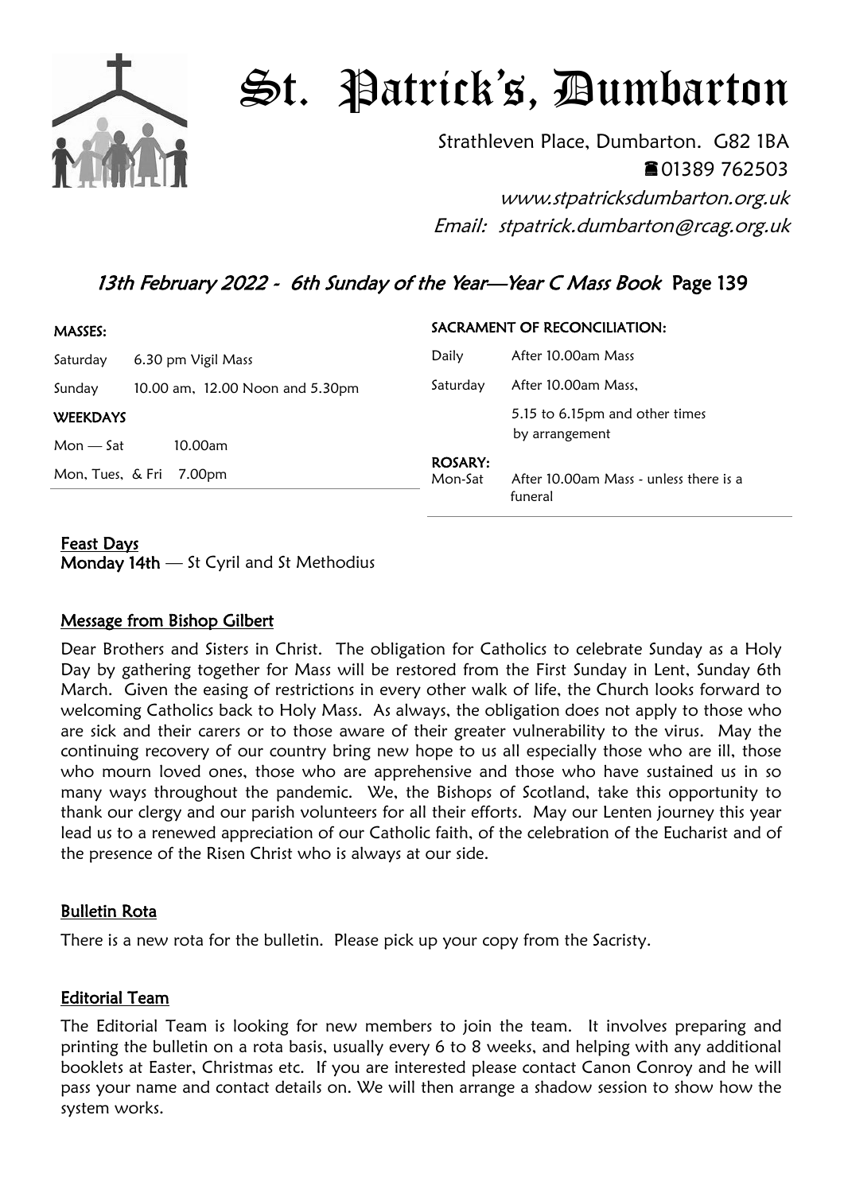# St. Patrick's, Dumbarton

Strathleven Place, Dumbarton. G82 1BA
☎01389 762503
*www.stpatricksdumbarton.org.uk*
*Email: stpatrick.dumbarton@rcag.org.uk*

## *13th February 2022 - 6th Sunday of the Year—Year C Mass Book* Page 139

**MASSES:**

| | |
|---|---|
| Saturday | 6.30 pm Vigil Mass |
| Sunday | 10.00 am, 12.00 Noon and 5.30pm |

**WEEKDAYS**

| | |
|---|---|
| Mon — Sat | 10.00am |
| Mon, Tues, & Fri | 7.00pm |

**SACRAMENT OF RECONCILIATION:**

| | |
|---|---|
| Daily | After 10.00am Mass |
| Saturday | After 10.00am Mass, 5.15 to 6.15pm and other times by arrangement |

**ROSARY:**

| | |
|---|---|
| Mon-Sat | After 10.00am Mass - unless there is a funeral |

### Feast Days

**Monday 14th** — St Cyril and St Methodius

### Message from Bishop Gilbert

Dear Brothers and Sisters in Christ. The obligation for Catholics to celebrate Sunday as a Holy Day by gathering together for Mass will be restored from the First Sunday in Lent, Sunday 6th March. Given the easing of restrictions in every other walk of life, the Church looks forward to welcoming Catholics back to Holy Mass. As always, the obligation does not apply to those who are sick and their carers or to those aware of their greater vulnerability to the virus. May the continuing recovery of our country bring new hope to us all especially those who are ill, those who mourn loved ones, those who are apprehensive and those who have sustained us in so many ways throughout the pandemic. We, the Bishops of Scotland, take this opportunity to thank our clergy and our parish volunteers for all their efforts. May our Lenten journey this year lead us to a renewed appreciation of our Catholic faith, of the celebration of the Eucharist and of the presence of the Risen Christ who is always at our side.

### Bulletin Rota

There is a new rota for the bulletin. Please pick up your copy from the Sacristy.

### Editorial Team

The Editorial Team is looking for new members to join the team. It involves preparing and printing the bulletin on a rota basis, usually every 6 to 8 weeks, and helping with any additional booklets at Easter, Christmas etc. If you are interested please contact Canon Conroy and he will pass your name and contact details on. We will then arrange a shadow session to show how the system works.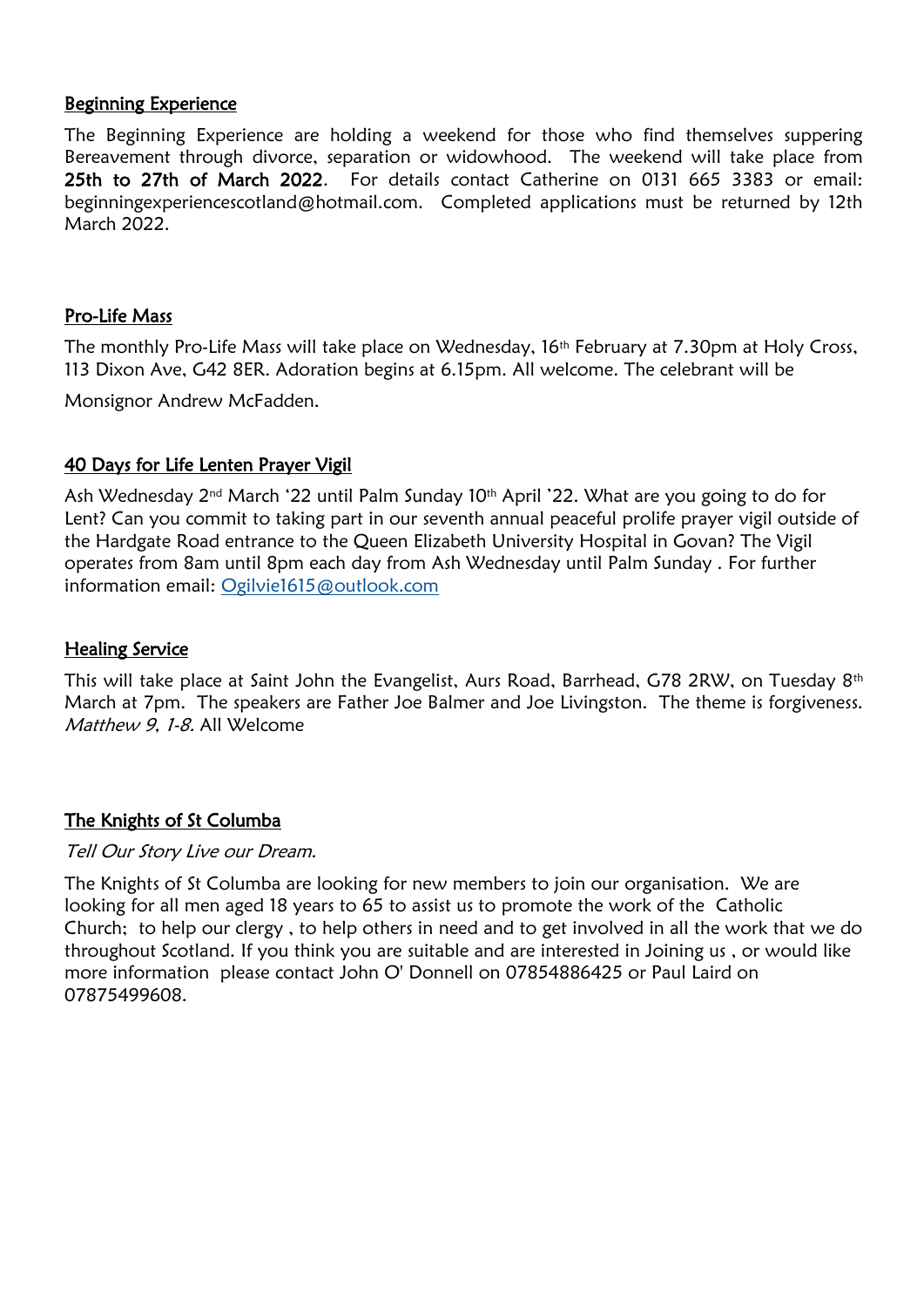## Beginning Experience

The Beginning Experience are holding a weekend for those who find themselves suppering Bereavement through divorce, separation or widowhood. The weekend will take place from **25th to 27th of March 2022**. For details contact Catherine on 0131 665 3383 or email: beginningexperiencescotland@hotmail.com. Completed applications must be returned by 12th March 2022.

## Pro-Life Mass

The monthly Pro-Life Mass will take place on Wednesday, 16th February at 7.30pm at Holy Cross, 113 Dixon Ave, G42 8ER. Adoration begins at 6.15pm. All welcome. The celebrant will be

Monsignor Andrew McFadden.

## 40 Days for Life Lenten Prayer Vigil

Ash Wednesday 2nd March '22 until Palm Sunday 10th April '22. What are you going to do for Lent? Can you commit to taking part in our seventh annual peaceful prolife prayer vigil outside of the Hardgate Road entrance to the Queen Elizabeth University Hospital in Govan? The Vigil operates from 8am until 8pm each day from Ash Wednesday until Palm Sunday . For further information email: Ogilvie1615@outlook.com

## Healing Service

This will take place at Saint John the Evangelist, Aurs Road, Barrhead, G78 2RW, on Tuesday 8th March at 7pm. The speakers are Father Joe Balmer and Joe Livingston. The theme is forgiveness. *Matthew 9, 1-8.* All Welcome

## The Knights of St Columba

*Tell Our Story Live our Dream.*

The Knights of St Columba are looking for new members to join our organisation. We are looking for all men aged 18 years to 65 to assist us to promote the work of the Catholic Church; to help our clergy , to help others in need and to get involved in all the work that we do throughout Scotland. If you think you are suitable and are interested in Joining us , or would like more information please contact John O' Donnell on 07854886425 or Paul Laird on 07875499608.